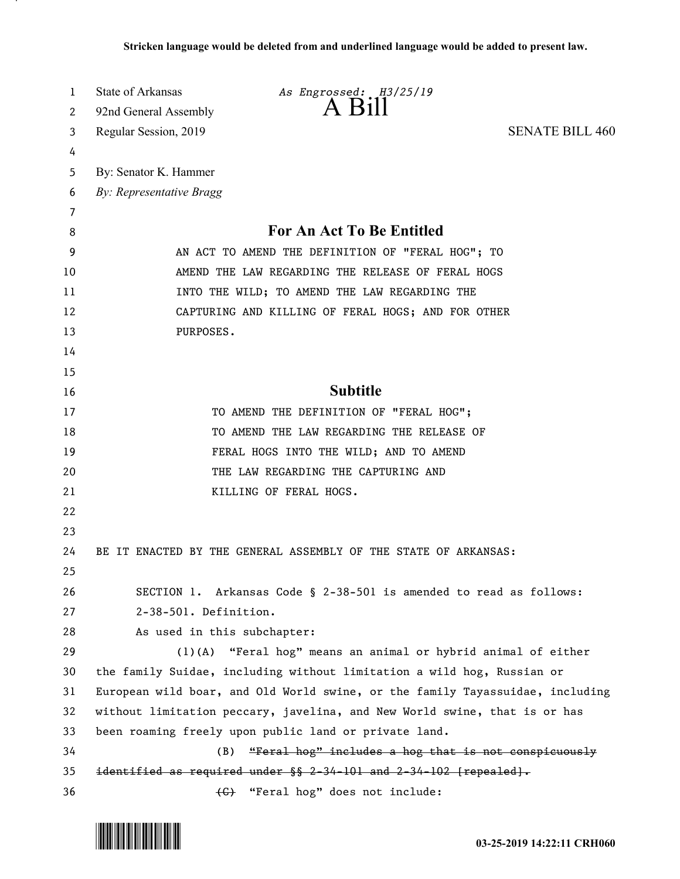**Stricken language would be deleted from and underlined language would be added to present law.**

State of Arkansas *As Engrossed: H3/25/19*
92nd General Assembly
Regular Session, 2019

# A Bill

SENATE BILL 460

By: Senator K. Hammer
*By: Representative Bragg*

## For An Act To Be Entitled

AN ACT TO AMEND THE DEFINITION OF "FERAL HOG"; TO AMEND THE LAW REGARDING THE RELEASE OF FERAL HOGS INTO THE WILD; TO AMEND THE LAW REGARDING THE CAPTURING AND KILLING OF FERAL HOGS; AND FOR OTHER PURPOSES.

## Subtitle

TO AMEND THE DEFINITION OF "FERAL HOG"; TO AMEND THE LAW REGARDING THE RELEASE OF FERAL HOGS INTO THE WILD; AND TO AMEND THE LAW REGARDING THE CAPTURING AND KILLING OF FERAL HOGS.

BE IT ENACTED BY THE GENERAL ASSEMBLY OF THE STATE OF ARKANSAS:

SECTION 1. Arkansas Code § 2-38-501 is amended to read as follows:

2-38-501. Definition.

As used in this subchapter:

(1)(A) "Feral hog" means an animal or hybrid animal of either the family Suidae, including without limitation a wild hog, Russian or European wild boar, and Old World swine, or the family Tayassuidae, including without limitation peccary, javelina, and New World swine, that is or has been roaming freely upon public land or private land.

(B) ~~"Feral hog" includes a hog that is not conspicuously identified as required under §§ 2-34-101 and 2-34-102 [repealed].~~

~~(C)~~ "Feral hog" does not include: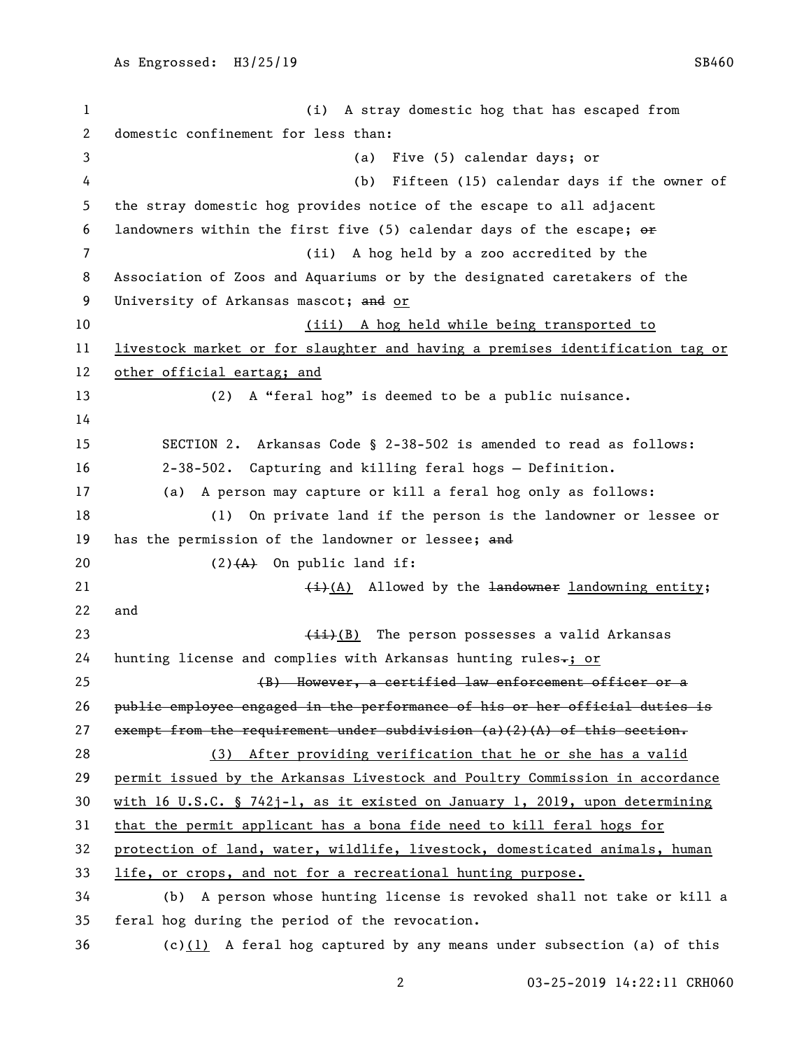(i) A stray domestic hog that has escaped from domestic confinement for less than:

(a) Five (5) calendar days; or

(b) Fifteen (15) calendar days if the owner of the stray domestic hog provides notice of the escape to all adjacent landowners within the first five (5) calendar days of the escape; ~~or~~

(ii) A hog held by a zoo accredited by the Association of Zoos and Aquariums or by the designated caretakers of the University of Arkansas mascot; ~~and~~ or

(iii) A hog held while being transported to livestock market or for slaughter and having a premises identification tag or other official eartag; and

(2) A "feral hog" is deemed to be a public nuisance.

SECTION 2. Arkansas Code § 2-38-502 is amended to read as follows:

2-38-502. Capturing and killing feral hogs — Definition.

(a) A person may capture or kill a feral hog only as follows:

(1) On private land if the person is the landowner or lessee or has the permission of the landowner or lessee; ~~and~~

(2)~~(A)~~ On public land if:

~~(i)~~(A) Allowed by the ~~landowner~~ landowning entity; and

~~(ii)~~(B) The person possesses a valid Arkansas hunting license and complies with Arkansas hunting rules~~.~~; or

~~(B) However, a certified law enforcement officer or a public employee engaged in the performance of his or her official duties is exempt from the requirement under subdivision (a)(2)(A) of this section.~~

(3) After providing verification that he or she has a valid permit issued by the Arkansas Livestock and Poultry Commission in accordance with 16 U.S.C. § 742j-1, as it existed on January 1, 2019, upon determining that the permit applicant has a bona fide need to kill feral hogs for protection of land, water, wildlife, livestock, domesticated animals, human life, or crops, and not for a recreational hunting purpose.

(b) A person whose hunting license is revoked shall not take or kill a feral hog during the period of the revocation.

(c)(1) A feral hog captured by any means under subsection (a) of this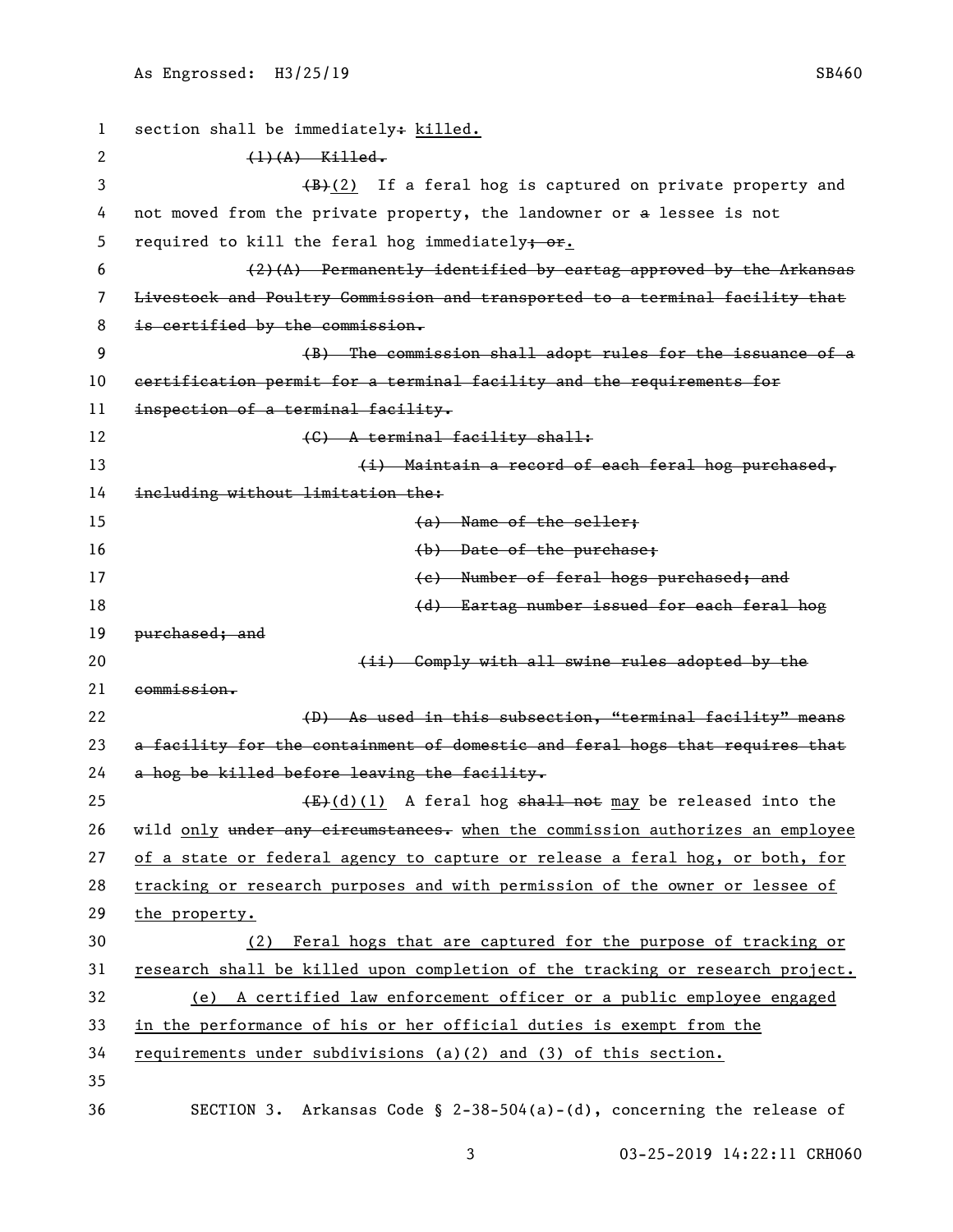section shall be immediately~~:~~ <u>killed.</u>

~~(1)(A) Killed.~~

~~(B)~~<u>(2)</u> If a feral hog is captured on private property and not moved from the private property, the landowner or ~~a~~ lessee is not required to kill the feral hog immediately~~; or~~<u>.</u>

~~(2)(A) Permanently identified by eartag approved by the Arkansas Livestock and Poultry Commission and transported to a terminal facility that is certified by the commission.~~

~~(B) The commission shall adopt rules for the issuance of a certification permit for a terminal facility and the requirements for inspection of a terminal facility.~~

~~(C) A terminal facility shall:~~

~~(i) Maintain a record of each feral hog purchased, including without limitation the:~~

~~(a) Name of the seller;~~

~~(b) Date of the purchase;~~

~~(c) Number of feral hogs purchased; and~~

~~(d) Eartag number issued for each feral hog purchased; and~~

~~(ii) Comply with all swine rules adopted by the commission.~~

~~(D) As used in this subsection, "terminal facility" means a facility for the containment of domestic and feral hogs that requires that a hog be killed before leaving the facility.~~

~~(E)~~<u>(d)(1)</u> A feral hog ~~shall not~~ <u>may</u> be released into the wild <u>only</u> ~~under any circumstances.~~ <u>when the commission authorizes an employee of a state or federal agency to capture or release a feral hog, or both, for tracking or research purposes and with permission of the owner or lessee of the property.</u>

<u>(2) Feral hogs that are captured for the purpose of tracking or research shall be killed upon completion of the tracking or research project.</u>

<u>(e) A certified law enforcement officer or a public employee engaged in the performance of his or her official duties is exempt from the requirements under subdivisions (a)(2) and (3) of this section.</u>

SECTION 3. Arkansas Code § 2-38-504(a)-(d), concerning the release of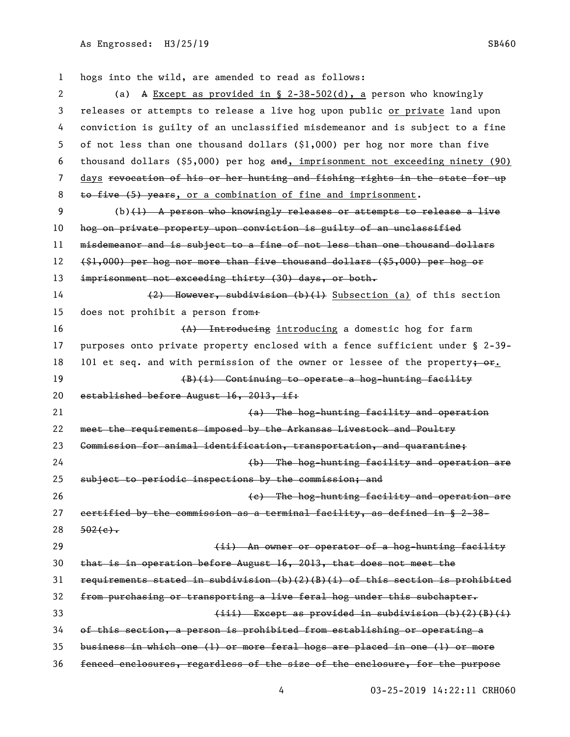hogs into the wild, are amended to read as follows:

(a) ~~A~~ <u>Except as provided in § 2-38-502(d), a</u> person who knowingly releases or attempts to release a live hog upon public <u>or private</u> land upon conviction is guilty of an unclassified misdemeanor and is subject to a fine of not less than one thousand dollars ($1,000) per hog nor more than five thousand dollars ($5,000) per hog ~~and~~<u>, imprisonment not exceeding ninety (90) days</u> ~~revocation of his or her hunting and fishing rights in the state for up to five (5) years~~<u>, or a combination of fine and imprisonment</u>.

(b)~~(1) A person who knowingly releases or attempts to release a live hog on private property upon conviction is guilty of an unclassified misdemeanor and is subject to a fine of not less than one thousand dollars ($1,000) per hog nor more than five thousand dollars ($5,000) per hog or imprisonment not exceeding thirty (30) days, or both.~~

~~(2) However, subdivision (b)(1)~~ <u>Subsection (a)</u> of this section does not prohibit a person from~~:~~

~~(A) Introducing~~ <u>introducing</u> a domestic hog for farm purposes onto private property enclosed with a fence sufficient under § 2-39-101 et seq. and with permission of the owner or lessee of the property~~; or~~<u>.</u>

~~(B)(i) Continuing to operate a hog-hunting facility established before August 16, 2013, if:~~

~~(a) The hog-hunting facility and operation meet the requirements imposed by the Arkansas Livestock and Poultry Commission for animal identification, transportation, and quarantine;~~

~~(b) The hog-hunting facility and operation are subject to periodic inspections by the commission; and~~

~~(c) The hog-hunting facility and operation are certified by the commission as a terminal facility, as defined in § 2-38-502(c).~~

~~(ii) An owner or operator of a hog-hunting facility that is in operation before August 16, 2013, that does not meet the requirements stated in subdivision (b)(2)(B)(i) of this section is prohibited from purchasing or transporting a live feral hog under this subchapter.~~

~~(iii) Except as provided in subdivision (b)(2)(B)(i) of this section, a person is prohibited from establishing or operating a business in which one (1) or more feral hogs are placed in one (1) or more fenced enclosures, regardless of the size of the enclosure, for the purpose~~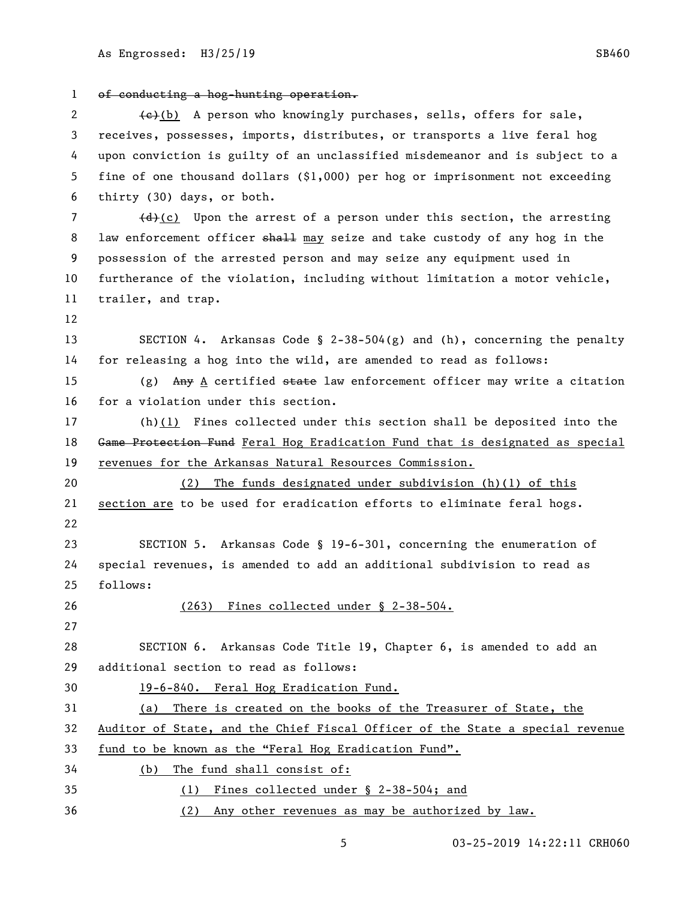~~of conducting a hog-hunting operation.~~

~~(c)~~(b) A person who knowingly purchases, sells, offers for sale, receives, possesses, imports, distributes, or transports a live feral hog upon conviction is guilty of an unclassified misdemeanor and is subject to a fine of one thousand dollars ($1,000) per hog or imprisonment not exceeding thirty (30) days, or both.

~~(d)~~(c) Upon the arrest of a person under this section, the arresting law enforcement officer ~~shall~~ may seize and take custody of any hog in the possession of the arrested person and may seize any equipment used in furtherance of the violation, including without limitation a motor vehicle, trailer, and trap.

SECTION 4. Arkansas Code § 2-38-504(g) and (h), concerning the penalty for releasing a hog into the wild, are amended to read as follows:

(g) ~~Any~~ A certified ~~state~~ law enforcement officer may write a citation for a violation under this section.

(h)(1) Fines collected under this section shall be deposited into the ~~Game Protection Fund~~ Feral Hog Eradication Fund that is designated as special revenues for the Arkansas Natural Resources Commission.

(2) The funds designated under subdivision (h)(1) of this section are to be used for eradication efforts to eliminate feral hogs.

SECTION 5. Arkansas Code § 19-6-301, concerning the enumeration of special revenues, is amended to add an additional subdivision to read as follows:

(263) Fines collected under § 2-38-504.

SECTION 6. Arkansas Code Title 19, Chapter 6, is amended to add an additional section to read as follows:

19-6-840. Feral Hog Eradication Fund.

(a) There is created on the books of the Treasurer of State, the Auditor of State, and the Chief Fiscal Officer of the State a special revenue fund to be known as the "Feral Hog Eradication Fund".

(b) The fund shall consist of:

(1) Fines collected under § 2-38-504; and

(2) Any other revenues as may be authorized by law.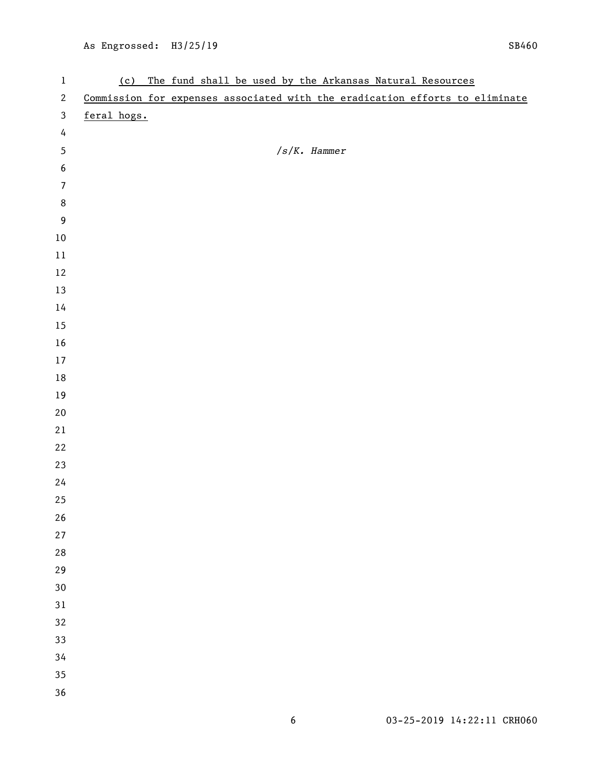(c) The fund shall be used by the Arkansas Natural Resources Commission for expenses associated with the eradication efforts to eliminate feral hogs.

*/s/K. Hammer*